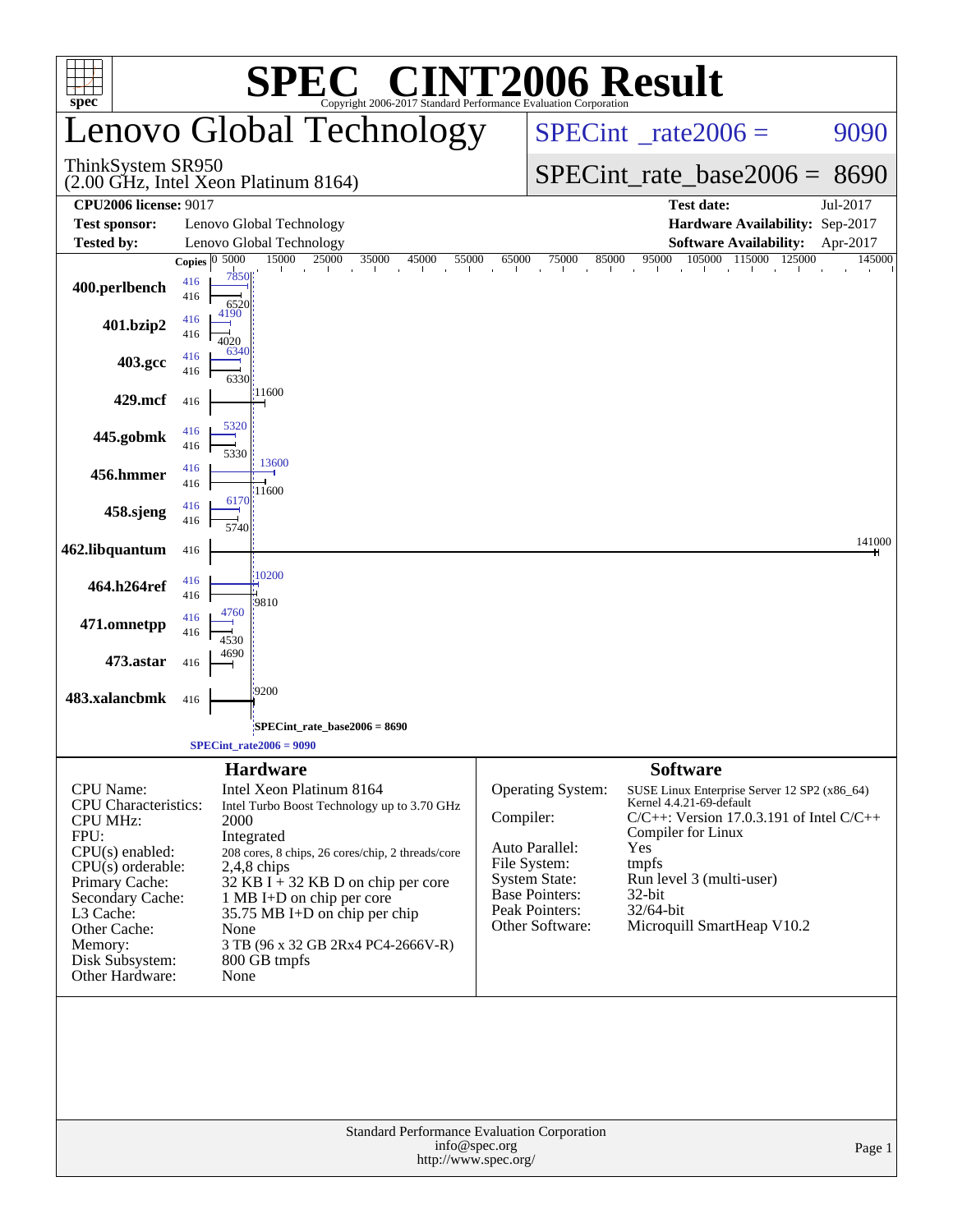# SPEC® CINT2006 Result

Copyright 2006-2017 Standard Performance Evaluation Corporation

## Lenovo Global Technology

ThinkSystem SR950
(2.00 GHz, Intel Xeon Platinum 8164)

SPECint_rate2006 = 9090

SPECint_rate_base2006 = 8690

| | | | |
|---|---|---|---|
| **CPU2006 license:** 9017 | | **Test date:** | Jul-2017 |
| **Test sponsor:** | Lenovo Global Technology | **Hardware Availability:** | Sep-2017 |
| **Tested by:** | Lenovo Global Technology | **Software Availability:** | Apr-2017 |

| Benchmark | Copies | Peak | Base |
|---|---|---|---|
| 400.perlbench | 416 / 416 | 7850 | 6520 |
| 401.bzip2 | 416 / 416 | 4190 | 4020 |
| 403.gcc | 416 / 416 | 6340 | 6330 |
| 429.mcf | 416 | | 11600 |
| 445.gobmk | 416 / 416 | 5320 | 5330 |
| 456.hmmer | 416 / 416 | 13600 | 11600 |
| 458.sjeng | 416 / 416 | 6170 | 5740 |
| 462.libquantum | 416 | | 141000 |
| 464.h264ref | 416 / 416 | 10200 | 9810 |
| 471.omnetpp | 416 / 416 | 4760 | 4530 |
| 473.astar | 416 | | 4690 |
| 483.xalancbmk | 416 | | 9200 |

SPECint_rate_base2006 = 8690

SPECint_rate2006 = 9090

### Hardware

| | |
|---|---|
| CPU Name: | Intel Xeon Platinum 8164 |
| CPU Characteristics: | Intel Turbo Boost Technology up to 3.70 GHz |
| CPU MHz: | 2000 |
| FPU: | Integrated |
| CPU(s) enabled: | 208 cores, 8 chips, 26 cores/chip, 2 threads/core |
| CPU(s) orderable: | 2,4,8 chips |
| Primary Cache: | 32 KB I + 32 KB D on chip per core |
| Secondary Cache: | 1 MB I+D on chip per core |
| L3 Cache: | 35.75 MB I+D on chip per chip |
| Other Cache: | None |
| Memory: | 3 TB (96 x 32 GB 2Rx4 PC4-2666V-R) |
| Disk Subsystem: | 800 GB tmpfs |
| Other Hardware: | None |

### Software

| | |
|---|---|
| Operating System: | SUSE Linux Enterprise Server 12 SP2 (x86_64) Kernel 4.4.21-69-default |
| Compiler: | C/C++: Version 17.0.3.191 of Intel C/C++ Compiler for Linux |
| Auto Parallel: | Yes |
| File System: | tmpfs |
| System State: | Run level 3 (multi-user) |
| Base Pointers: | 32-bit |
| Peak Pointers: | 32/64-bit |
| Other Software: | Microquill SmartHeap V10.2 |

Standard Performance Evaluation Corporation
info@spec.org
http://www.spec.org/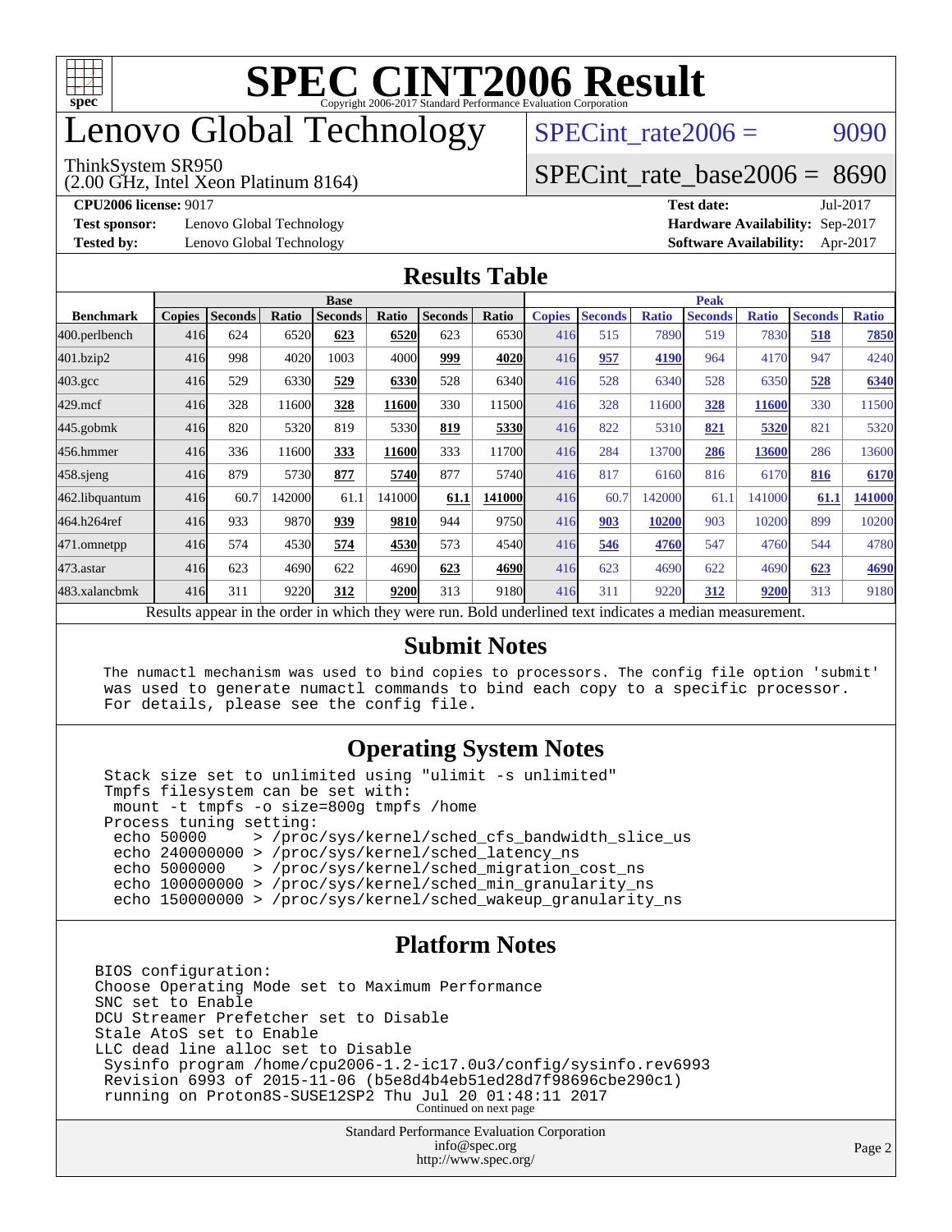# SPEC CINT2006 Result

Copyright 2006-2017 Standard Performance Evaluation Corporation

# Lenovo Global Technology

ThinkSystem SR950
(2.00 GHz, Intel Xeon Platinum 8164)

SPECint_rate2006 = 9090

SPECint_rate_base2006 = 8690

**CPU2006 license:** 9017
**Test sponsor:** Lenovo Global Technology
**Tested by:** Lenovo Global Technology

**Test date:** Jul-2017
**Hardware Availability:** Sep-2017
**Software Availability:** Apr-2017

## Results Table

| | Base | | | | | | | Peak | | | | | | |
|---|---|---|---|---|---|---|---|---|---|---|---|---|---|---|
| **Benchmark** | **Copies** | **Seconds** | **Ratio** | **Seconds** | **Ratio** | **Seconds** | **Ratio** | **Copies** | **Seconds** | **Ratio** | **Seconds** | **Ratio** | **Seconds** | **Ratio** |
| 400.perlbench | 416 | 624 | 6520 | **623** | **6520** | 623 | 6530 | 416 | 515 | 7890 | 519 | 7830 | **518** | **7850** |
| 401.bzip2 | 416 | 998 | 4020 | 1003 | 4000 | **999** | **4020** | 416 | **957** | **4190** | 964 | 4170 | 947 | 4240 |
| 403.gcc | 416 | 529 | 6330 | **529** | **6330** | 528 | 6340 | 416 | 528 | 6340 | 528 | 6350 | **528** | **6340** |
| 429.mcf | 416 | 328 | 11600 | **328** | **11600** | 330 | 11500 | 416 | 328 | 11600 | **328** | **11600** | 330 | 11500 |
| 445.gobmk | 416 | 820 | 5320 | 819 | 5330 | **819** | **5330** | 416 | 822 | 5310 | **821** | **5320** | 821 | 5320 |
| 456.hmmer | 416 | 336 | 11600 | **333** | **11600** | 333 | 11700 | 416 | 284 | 13700 | **286** | **13600** | 286 | 13600 |
| 458.sjeng | 416 | 879 | 5730 | **877** | **5740** | 877 | 5740 | 416 | 817 | 6160 | 816 | 6170 | **816** | **6170** |
| 462.libquantum | 416 | 60.7 | 142000 | 61.1 | 141000 | **61.1** | **141000** | 416 | 60.7 | 142000 | 61.1 | 141000 | **61.1** | **141000** |
| 464.h264ref | 416 | 933 | 9870 | **939** | **9810** | 944 | 9750 | 416 | **903** | **10200** | 903 | 10200 | 899 | 10200 |
| 471.omnetpp | 416 | 574 | 4530 | **574** | **4530** | 573 | 4540 | 416 | **546** | **4760** | 547 | 4760 | 544 | 4780 |
| 473.astar | 416 | 623 | 4690 | 622 | 4690 | **623** | **4690** | 416 | 623 | 4690 | 622 | 4690 | **623** | **4690** |
| 483.xalancbmk | 416 | 311 | 9220 | **312** | **9200** | 313 | 9180 | 416 | 311 | 9220 | **312** | **9200** | 313 | 9180 |

Results appear in the order in which they were run. Bold underlined text indicates a median measurement.

## Submit Notes

```
The numactl mechanism was used to bind copies to processors. The config file option 'submit'
was used to generate numactl commands to bind each copy to a specific processor.
For details, please see the config file.
```

## Operating System Notes

```
Stack size set to unlimited using "ulimit -s unlimited"
Tmpfs filesystem can be set with:
 mount -t tmpfs -o size=800g tmpfs /home
Process tuning setting:
 echo 50000     > /proc/sys/kernel/sched_cfs_bandwidth_slice_us
 echo 240000000 > /proc/sys/kernel/sched_latency_ns
 echo 5000000   > /proc/sys/kernel/sched_migration_cost_ns
 echo 100000000 > /proc/sys/kernel/sched_min_granularity_ns
 echo 150000000 > /proc/sys/kernel/sched_wakeup_granularity_ns
```

## Platform Notes

```
BIOS configuration:
Choose Operating Mode set to Maximum Performance
SNC set to Enable
DCU Streamer Prefetcher set to Disable
Stale AtoS set to Enable
LLC dead line alloc set to Disable
 Sysinfo program /home/cpu2006-1.2-ic17.0u3/config/sysinfo.rev6993
 Revision 6993 of 2015-11-06 (b5e8d4b4eb51ed28d7f98696cbe290c1)
 running on Proton8S-SUSE12SP2 Thu Jul 20 01:48:11 2017
```

Continued on next page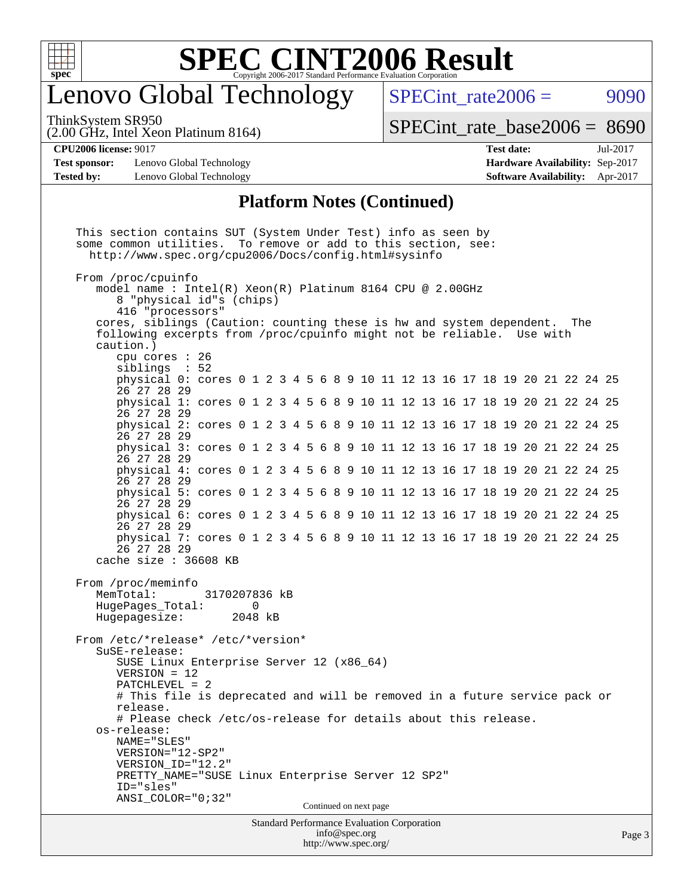# SPEC CINT2006 Result

Copyright 2006-2017 Standard Performance Evaluation Corporation

## Lenovo Global Technology

ThinkSystem SR950
(2.00 GHz, Intel Xeon Platinum 8164)

SPECint_rate2006 = 9090

SPECint_rate_base2006 = 8690

**CPU2006 license:** 9017
**Test sponsor:** Lenovo Global Technology
**Tested by:** Lenovo Global Technology

**Test date:** Jul-2017
**Hardware Availability:** Sep-2017
**Software Availability:** Apr-2017

### Platform Notes (Continued)

```
This section contains SUT (System Under Test) info as seen by
some common utilities.  To remove or add to this section, see:
  http://www.spec.org/cpu2006/Docs/config.html#sysinfo

From /proc/cpuinfo
   model name : Intel(R) Xeon(R) Platinum 8164 CPU @ 2.00GHz
      8 "physical id"s (chips)
      416 "processors"
   cores, siblings (Caution: counting these is hw and system dependent.  The
   following excerpts from /proc/cpuinfo might not be reliable.  Use with
   caution.)
      cpu cores : 26
      siblings  : 52
      physical 0: cores 0 1 2 3 4 5 6 8 9 10 11 12 13 16 17 18 19 20 21 22 24 25
      26 27 28 29
      physical 1: cores 0 1 2 3 4 5 6 8 9 10 11 12 13 16 17 18 19 20 21 22 24 25
      26 27 28 29
      physical 2: cores 0 1 2 3 4 5 6 8 9 10 11 12 13 16 17 18 19 20 21 22 24 25
      26 27 28 29
      physical 3: cores 0 1 2 3 4 5 6 8 9 10 11 12 13 16 17 18 19 20 21 22 24 25
      26 27 28 29
      physical 4: cores 0 1 2 3 4 5 6 8 9 10 11 12 13 16 17 18 19 20 21 22 24 25
      26 27 28 29
      physical 5: cores 0 1 2 3 4 5 6 8 9 10 11 12 13 16 17 18 19 20 21 22 24 25
      26 27 28 29
      physical 6: cores 0 1 2 3 4 5 6 8 9 10 11 12 13 16 17 18 19 20 21 22 24 25
      26 27 28 29
      physical 7: cores 0 1 2 3 4 5 6 8 9 10 11 12 13 16 17 18 19 20 21 22 24 25
      26 27 28 29
   cache size : 36608 KB

From /proc/meminfo
   MemTotal:       3170207836 kB
   HugePages_Total:       0
   Hugepagesize:       2048 kB

From /etc/*release* /etc/*version*
   SuSE-release:
      SUSE Linux Enterprise Server 12 (x86_64)
      VERSION = 12
      PATCHLEVEL = 2
      # This file is deprecated and will be removed in a future service pack or
      release.
      # Please check /etc/os-release for details about this release.
   os-release:
      NAME="SLES"
      VERSION="12-SP2"
      VERSION_ID="12.2"
      PRETTY_NAME="SUSE Linux Enterprise Server 12 SP2"
      ID="sles"
      ANSI_COLOR="0;32"
```

Continued on next page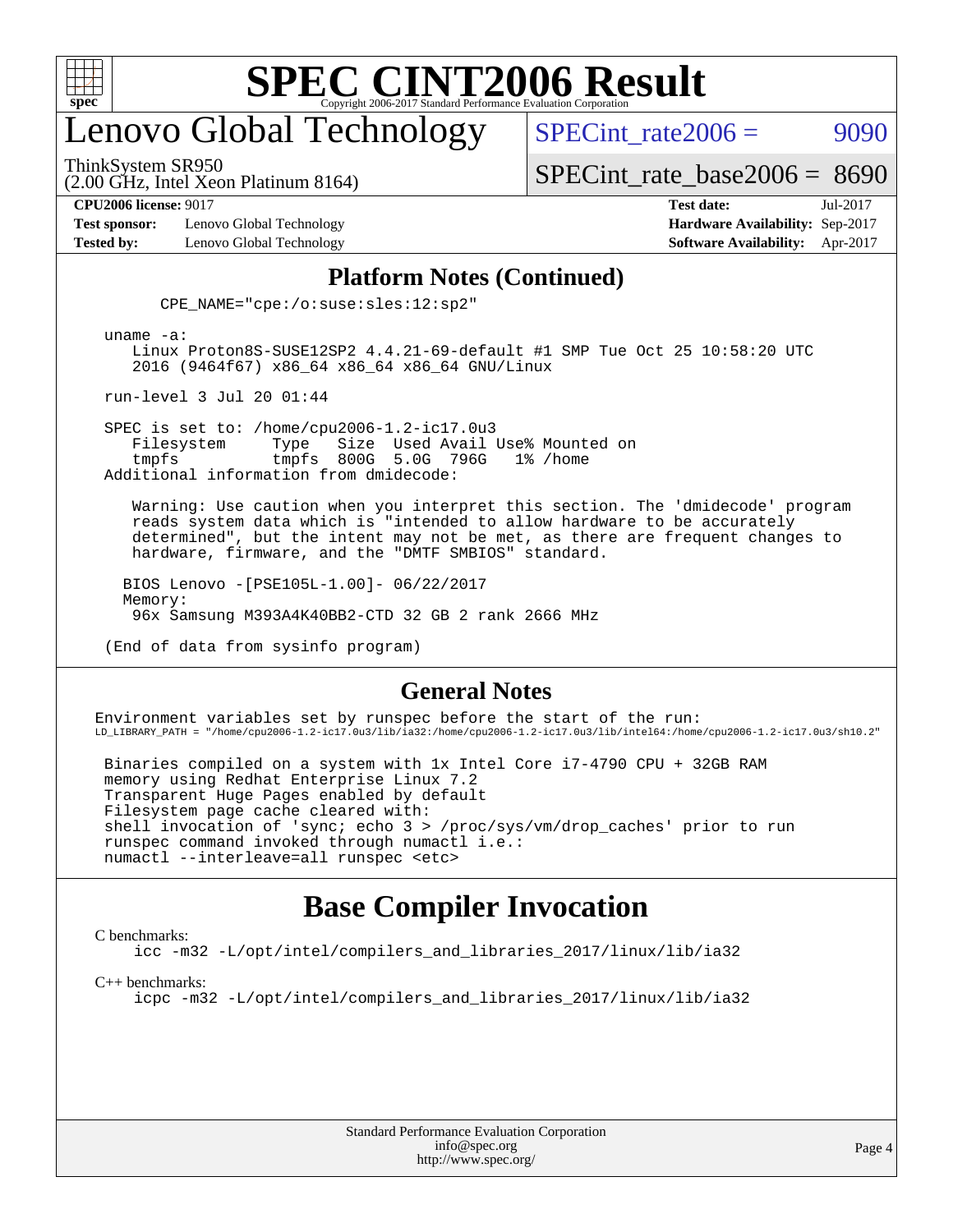# Lenovo Global Technology

ThinkSystem SR950
(2.00 GHz, Intel Xeon Platinum 8164)

SPECint_rate2006 = 9090

SPECint_rate_base2006 = 8690

**CPU2006 license:** 9017
**Test sponsor:** Lenovo Global Technology
**Tested by:** Lenovo Global Technology

**Test date:** Jul-2017
**Hardware Availability:** Sep-2017
**Software Availability:** Apr-2017

## Platform Notes (Continued)

```
        CPE_NAME="cpe:/o:suse:sles:12:sp2"

    uname -a:
       Linux Proton8S-SUSE12SP2 4.4.21-69-default #1 SMP Tue Oct 25 10:58:20 UTC
       2016 (9464f67) x86_64 x86_64 x86_64 GNU/Linux

    run-level 3 Jul 20 01:44

    SPEC is set to: /home/cpu2006-1.2-ic17.0u3
       Filesystem     Type   Size  Used Avail Use% Mounted on
       tmpfs          tmpfs  800G  5.0G  796G   1% /home
    Additional information from dmidecode:

       Warning: Use caution when you interpret this section. The 'dmidecode' program
       reads system data which is "intended to allow hardware to be accurately
       determined", but the intent may not be met, as there are frequent changes to
       hardware, firmware, and the "DMTF SMBIOS" standard.

      BIOS Lenovo -[PSE105L-1.00]- 06/22/2017
      Memory:
       96x Samsung M393A4K40BB2-CTD 32 GB 2 rank 2666 MHz

    (End of data from sysinfo program)
```

## General Notes

```
Environment variables set by runspec before the start of the run:
LD_LIBRARY_PATH = "/home/cpu2006-1.2-ic17.0u3/lib/ia32:/home/cpu2006-1.2-ic17.0u3/lib/intel64:/home/cpu2006-1.2-ic17.0u3/sh10.2"

 Binaries compiled on a system with 1x Intel Core i7-4790 CPU + 32GB RAM
 memory using Redhat Enterprise Linux 7.2
 Transparent Huge Pages enabled by default
 Filesystem page cache cleared with:
 shell invocation of 'sync; echo 3 > /proc/sys/vm/drop_caches' prior to run
 runspec command invoked through numactl i.e.:
 numactl --interleave=all runspec <etc>
```

# Base Compiler Invocation

C benchmarks:

```
icc -m32 -L/opt/intel/compilers_and_libraries_2017/linux/lib/ia32
```

C++ benchmarks:

```
icpc -m32 -L/opt/intel/compilers_and_libraries_2017/linux/lib/ia32
```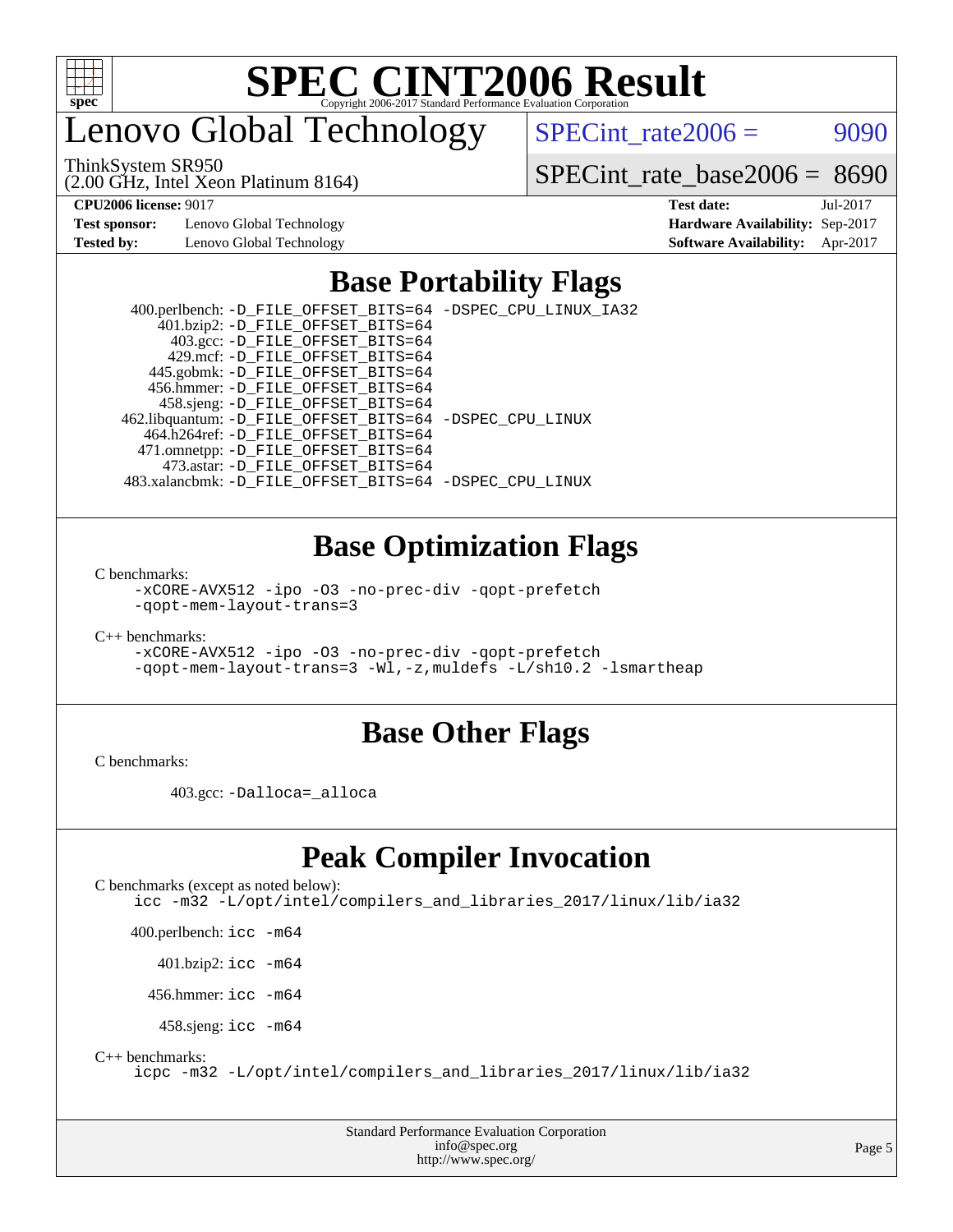# SPEC CINT2006 Result

## Lenovo Global Technology

ThinkSystem SR950
(2.00 GHz, Intel Xeon Platinum 8164)

SPECint_rate2006 = 9090

SPECint_rate_base2006 = 8690

| | | | |
|---|---|---|---|
| **CPU2006 license:** 9017 | | **Test date:** | Jul-2017 |
| **Test sponsor:** | Lenovo Global Technology | **Hardware Availability:** | Sep-2017 |
| **Tested by:** | Lenovo Global Technology | **Software Availability:** | Apr-2017 |

## Base Portability Flags

400.perlbench: -D_FILE_OFFSET_BITS=64 -DSPEC_CPU_LINUX_IA32
401.bzip2: -D_FILE_OFFSET_BITS=64
403.gcc: -D_FILE_OFFSET_BITS=64
429.mcf: -D_FILE_OFFSET_BITS=64
445.gobmk: -D_FILE_OFFSET_BITS=64
456.hmmer: -D_FILE_OFFSET_BITS=64
458.sjeng: -D_FILE_OFFSET_BITS=64
462.libquantum: -D_FILE_OFFSET_BITS=64 -DSPEC_CPU_LINUX
464.h264ref: -D_FILE_OFFSET_BITS=64
471.omnetpp: -D_FILE_OFFSET_BITS=64
473.astar: -D_FILE_OFFSET_BITS=64
483.xalancbmk: -D_FILE_OFFSET_BITS=64 -DSPEC_CPU_LINUX

## Base Optimization Flags

C benchmarks:
```
-xCORE-AVX512 -ipo -O3 -no-prec-div -qopt-prefetch
-qopt-mem-layout-trans=3
```

C++ benchmarks:
```
-xCORE-AVX512 -ipo -O3 -no-prec-div -qopt-prefetch
-qopt-mem-layout-trans=3 -Wl,-z,muldefs -L/sh10.2 -lsmartheap
```

## Base Other Flags

C benchmarks:

403.gcc: -Dalloca=_alloca

## Peak Compiler Invocation

C benchmarks (except as noted below):
```
icc -m32 -L/opt/intel/compilers_and_libraries_2017/linux/lib/ia32
```

400.perlbench: icc -m64

401.bzip2: icc -m64

456.hmmer: icc -m64

458.sjeng: icc -m64

C++ benchmarks:
```
icpc -m32 -L/opt/intel/compilers_and_libraries_2017/linux/lib/ia32
```

Standard Performance Evaluation Corporation
info@spec.org
http://www.spec.org/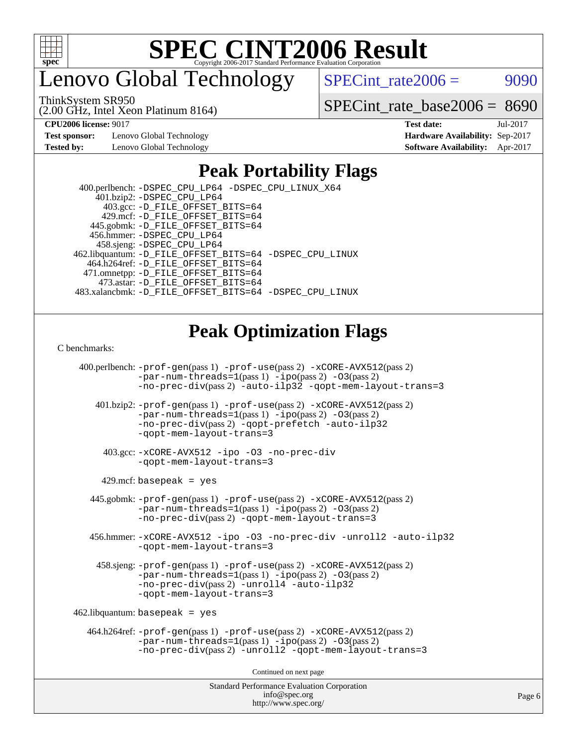# SPEC CINT2006 Result

## Lenovo Global Technology

ThinkSystem SR950
(2.00 GHz, Intel Xeon Platinum 8164)

SPECint_rate2006 = 9090

SPECint_rate_base2006 = 8690

**CPU2006 license:** 9017
**Test sponsor:** Lenovo Global Technology
**Tested by:** Lenovo Global Technology

**Test date:** Jul-2017
**Hardware Availability:** Sep-2017
**Software Availability:** Apr-2017

## Peak Portability Flags

400.perlbench: -DSPEC_CPU_LP64 -DSPEC_CPU_LINUX_X64
401.bzip2: -DSPEC_CPU_LP64
403.gcc: -D_FILE_OFFSET_BITS=64
429.mcf: -D_FILE_OFFSET_BITS=64
445.gobmk: -D_FILE_OFFSET_BITS=64
456.hmmer: -DSPEC_CPU_LP64
458.sjeng: -DSPEC_CPU_LP64
462.libquantum: -D_FILE_OFFSET_BITS=64 -DSPEC_CPU_LINUX
464.h264ref: -D_FILE_OFFSET_BITS=64
471.omnetpp: -D_FILE_OFFSET_BITS=64
473.astar: -D_FILE_OFFSET_BITS=64
483.xalancbmk: -D_FILE_OFFSET_BITS=64 -DSPEC_CPU_LINUX

## Peak Optimization Flags

C benchmarks:

400.perlbench: -prof-gen(pass 1) -prof-use(pass 2) -xCORE-AVX512(pass 2) -par-num-threads=1(pass 1) -ipo(pass 2) -O3(pass 2) -no-prec-div(pass 2) -auto-ilp32 -qopt-mem-layout-trans=3

401.bzip2: -prof-gen(pass 1) -prof-use(pass 2) -xCORE-AVX512(pass 2) -par-num-threads=1(pass 1) -ipo(pass 2) -O3(pass 2) -no-prec-div(pass 2) -qopt-prefetch -auto-ilp32 -qopt-mem-layout-trans=3

403.gcc: -xCORE-AVX512 -ipo -O3 -no-prec-div -qopt-mem-layout-trans=3

429.mcf: basepeak = yes

445.gobmk: -prof-gen(pass 1) -prof-use(pass 2) -xCORE-AVX512(pass 2) -par-num-threads=1(pass 1) -ipo(pass 2) -O3(pass 2) -no-prec-div(pass 2) -qopt-mem-layout-trans=3

456.hmmer: -xCORE-AVX512 -ipo -O3 -no-prec-div -unroll2 -auto-ilp32 -qopt-mem-layout-trans=3

458.sjeng: -prof-gen(pass 1) -prof-use(pass 2) -xCORE-AVX512(pass 2) -par-num-threads=1(pass 1) -ipo(pass 2) -O3(pass 2) -no-prec-div(pass 2) -unroll4 -auto-ilp32 -qopt-mem-layout-trans=3

462.libquantum: basepeak = yes

464.h264ref: -prof-gen(pass 1) -prof-use(pass 2) -xCORE-AVX512(pass 2) -par-num-threads=1(pass 1) -ipo(pass 2) -O3(pass 2) -no-prec-div(pass 2) -unroll2 -qopt-mem-layout-trans=3

Continued on next page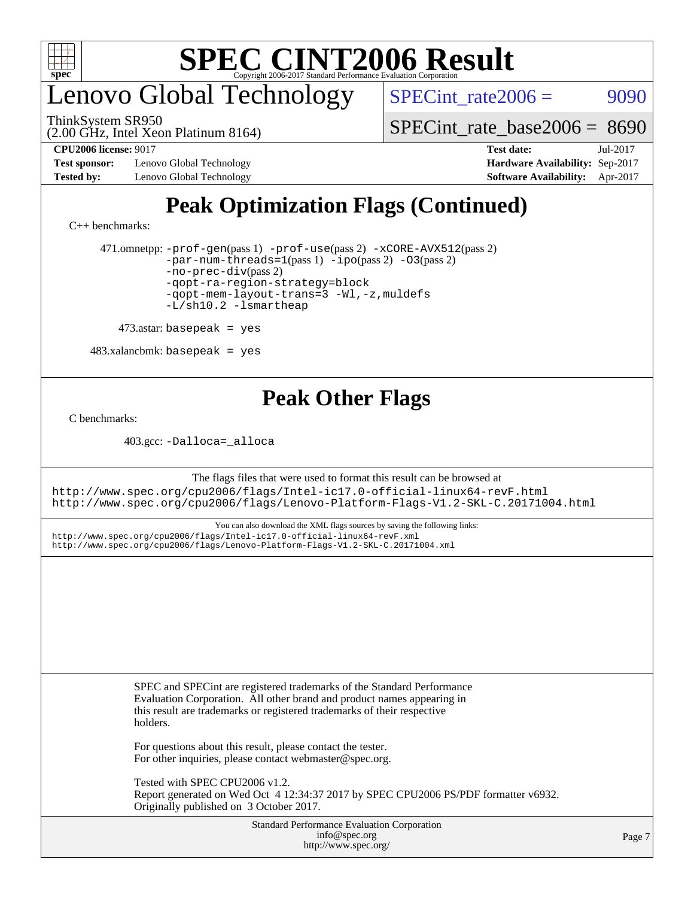# Peak Optimization Flags (Continued)

C++ benchmarks:

471.omnetpp: -prof-gen(pass 1) -prof-use(pass 2) -xCORE-AVX512(pass 2) -par-num-threads=1(pass 1) -ipo(pass 2) -O3(pass 2) -no-prec-div(pass 2) -qopt-ra-region-strategy=block -qopt-mem-layout-trans=3 -Wl,-z,muldefs -L/sh10.2 -lsmartheap

473.astar: basepeak = yes

483.xalancbmk: basepeak = yes

# Peak Other Flags

C benchmarks:

403.gcc: -Dalloca=_alloca

The flags files that were used to format this result can be browsed at
http://www.spec.org/cpu2006/flags/Intel-ic17.0-official-linux64-revF.html
http://www.spec.org/cpu2006/flags/Lenovo-Platform-Flags-V1.2-SKL-C.20171004.html

You can also download the XML flags sources by saving the following links:
http://www.spec.org/cpu2006/flags/Intel-ic17.0-official-linux64-revF.xml
http://www.spec.org/cpu2006/flags/Lenovo-Platform-Flags-V1.2-SKL-C.20171004.xml

SPEC and SPECint are registered trademarks of the Standard Performance Evaluation Corporation. All other brand and product names appearing in this result are trademarks or registered trademarks of their respective holders.

For questions about this result, please contact the tester.
For other inquiries, please contact webmaster@spec.org.

Tested with SPEC CPU2006 v1.2.
Report generated on Wed Oct 4 12:34:37 2017 by SPEC CPU2006 PS/PDF formatter v6932.
Originally published on 3 October 2017.